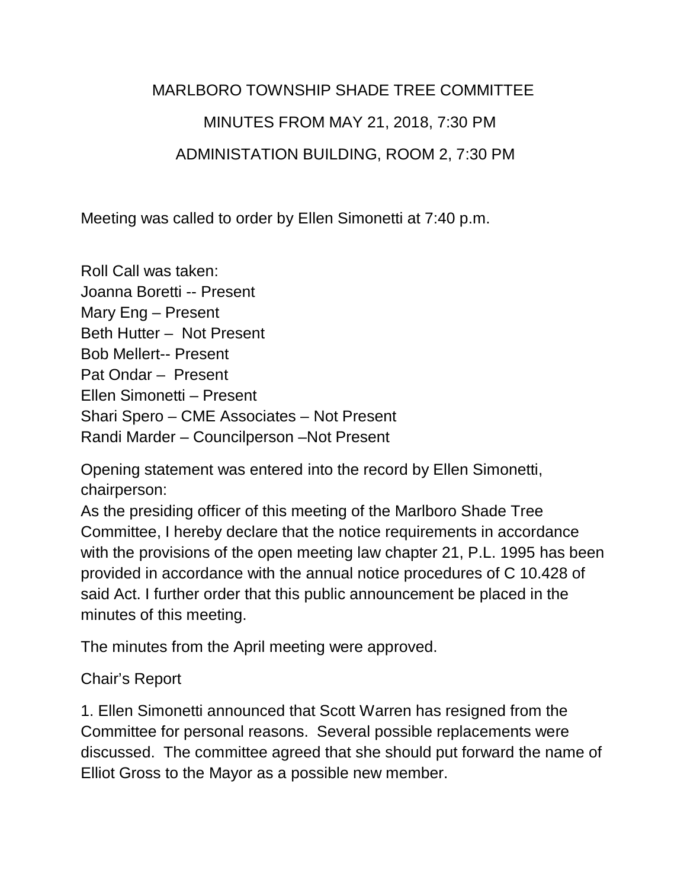# MARLBORO TOWNSHIP SHADE TREE COMMITTEE

## MINUTES FROM MAY 21, 2018, 7:30 PM

## ADMINISTATION BUILDING, ROOM 2, 7:30 PM

Meeting was called to order by Ellen Simonetti at 7:40 p.m.

Roll Call was taken:
Joanna Boretti -- Present
Mary Eng – Present
Beth Hutter – Not Present
Bob Mellert-- Present
Pat Ondar – Present
Ellen Simonetti – Present
Shari Spero – CME Associates – Not Present
Randi Marder – Councilperson –Not Present

Opening statement was entered into the record by Ellen Simonetti, chairperson:
As the presiding officer of this meeting of the Marlboro Shade Tree Committee, I hereby declare that the notice requirements in accordance with the provisions of the open meeting law chapter 21, P.L. 1995 has been provided in accordance with the annual notice procedures of C 10.428 of said Act. I further order that this public announcement be placed in the minutes of this meeting.

The minutes from the April meeting were approved.

Chair's Report

1. Ellen Simonetti announced that Scott Warren has resigned from the Committee for personal reasons. Several possible replacements were discussed. The committee agreed that she should put forward the name of Elliot Gross to the Mayor as a possible new member.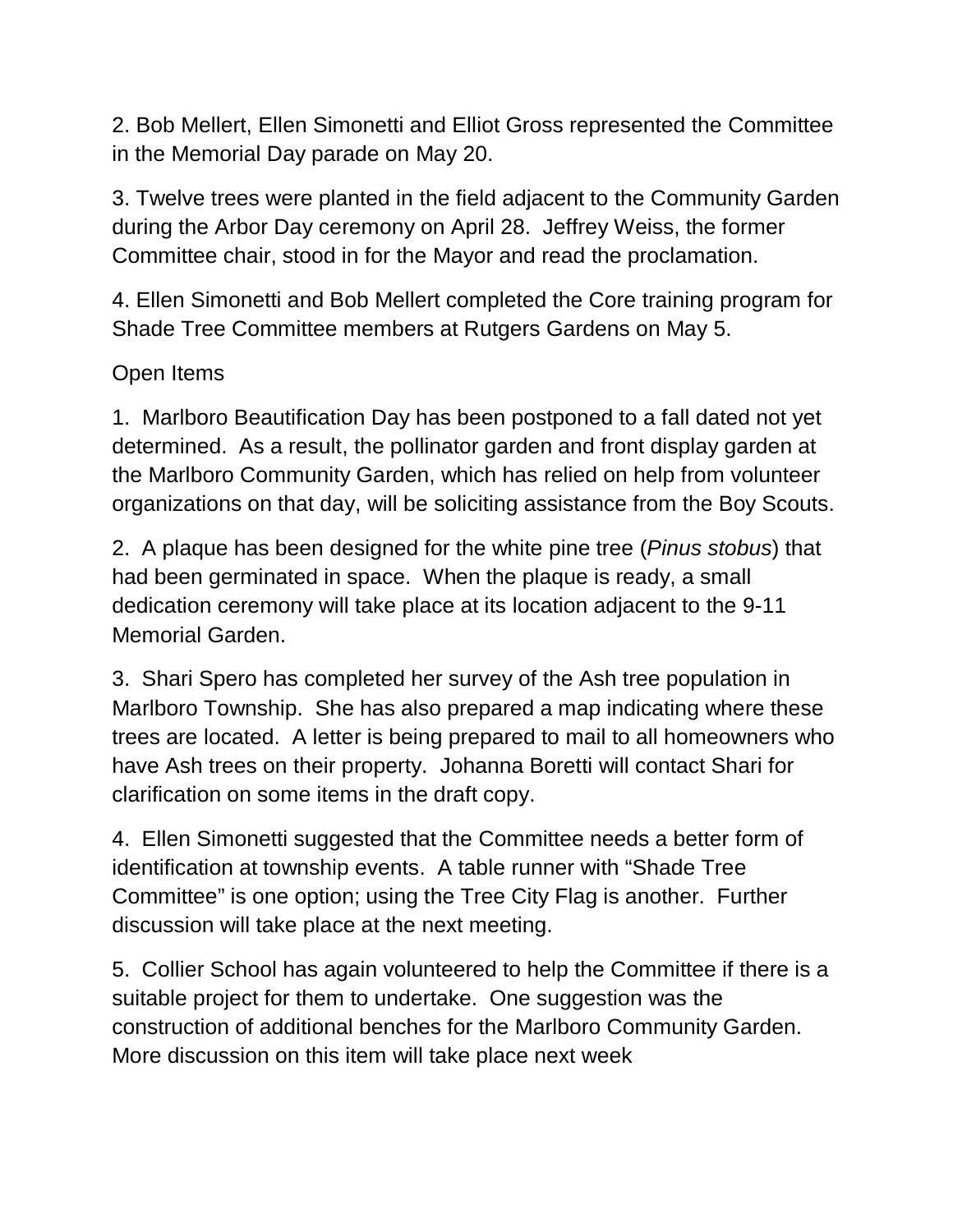2. Bob Mellert, Ellen Simonetti and Elliot Gross represented the Committee in the Memorial Day parade on May 20.

3. Twelve trees were planted in the field adjacent to the Community Garden during the Arbor Day ceremony on April 28. Jeffrey Weiss, the former Committee chair, stood in for the Mayor and read the proclamation.

4. Ellen Simonetti and Bob Mellert completed the Core training program for Shade Tree Committee members at Rutgers Gardens on May 5.

Open Items

1. Marlboro Beautification Day has been postponed to a fall dated not yet determined. As a result, the pollinator garden and front display garden at the Marlboro Community Garden, which has relied on help from volunteer organizations on that day, will be soliciting assistance from the Boy Scouts.

2. A plaque has been designed for the white pine tree (*Pinus stobus*) that had been germinated in space. When the plaque is ready, a small dedication ceremony will take place at its location adjacent to the 9-11 Memorial Garden.

3. Shari Spero has completed her survey of the Ash tree population in Marlboro Township. She has also prepared a map indicating where these trees are located. A letter is being prepared to mail to all homeowners who have Ash trees on their property. Johanna Boretti will contact Shari for clarification on some items in the draft copy.

4. Ellen Simonetti suggested that the Committee needs a better form of identification at township events. A table runner with "Shade Tree Committee" is one option; using the Tree City Flag is another. Further discussion will take place at the next meeting.

5. Collier School has again volunteered to help the Committee if there is a suitable project for them to undertake. One suggestion was the construction of additional benches for the Marlboro Community Garden. More discussion on this item will take place next week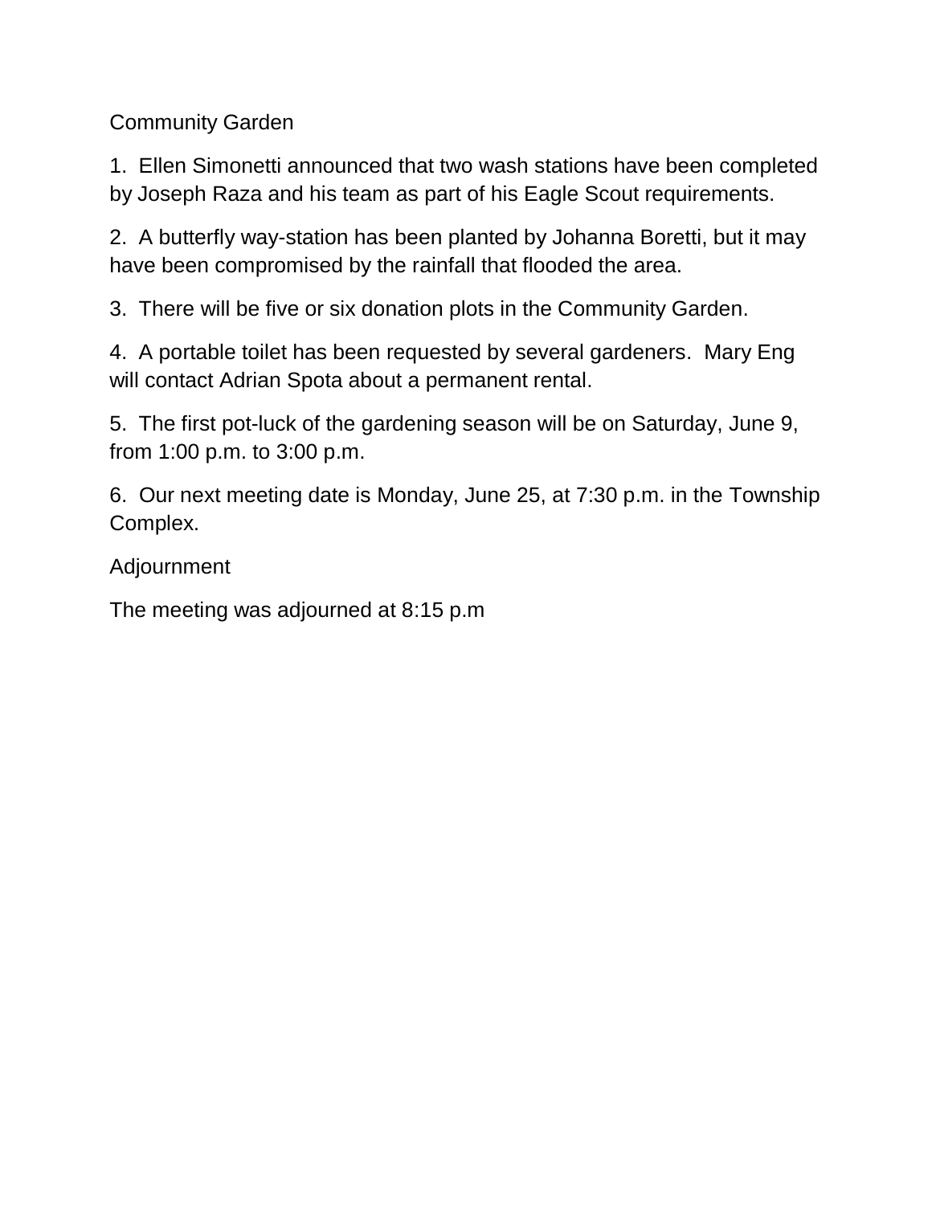## Community Garden

1. Ellen Simonetti announced that two wash stations have been completed by Joseph Raza and his team as part of his Eagle Scout requirements.

2. A butterfly way-station has been planted by Johanna Boretti, but it may have been compromised by the rainfall that flooded the area.

3. There will be five or six donation plots in the Community Garden.

4. A portable toilet has been requested by several gardeners. Mary Eng will contact Adrian Spota about a permanent rental.

5. The first pot-luck of the gardening season will be on Saturday, June 9, from 1:00 p.m. to 3:00 p.m.

6. Our next meeting date is Monday, June 25, at 7:30 p.m. in the Township Complex.

## Adjournment

The meeting was adjourned at 8:15 p.m